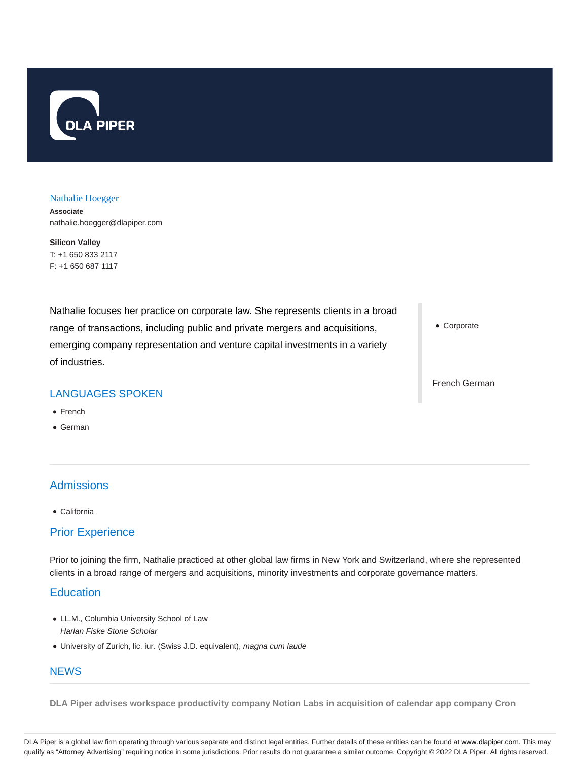DLA PIPER

## Nathalie Hoegger

**Associate**
nathalie.hoegger@dlapiper.com

**Silicon Valley**
T: +1 650 833 2117
F: +1 650 687 1117

Nathalie focuses her practice on corporate law. She represents clients in a broad range of transactions, including public and private mergers and acquisitions, emerging company representation and venture capital investments in a variety of industries.

- Corporate

French German

### LANGUAGES SPOKEN

- French
- German

## Admissions

- California

## Prior Experience

Prior to joining the firm, Nathalie practiced at other global law firms in New York and Switzerland, where she represented clients in a broad range of mergers and acquisitions, minority investments and corporate governance matters.

## Education

- LL.M., Columbia University School of Law
  *Harlan Fiske Stone Scholar*
- University of Zurich, lic. iur. (Swiss J.D. equivalent), *magna cum laude*

## NEWS

**DLA Piper advises workspace productivity company Notion Labs in acquisition of calendar app company Cron**

DLA Piper is a global law firm operating through various separate and distinct legal entities. Further details of these entities can be found at www.dlapiper.com. This may qualify as "Attorney Advertising" requiring notice in some jurisdictions. Prior results do not guarantee a similar outcome. Copyright © 2022 DLA Piper. All rights reserved.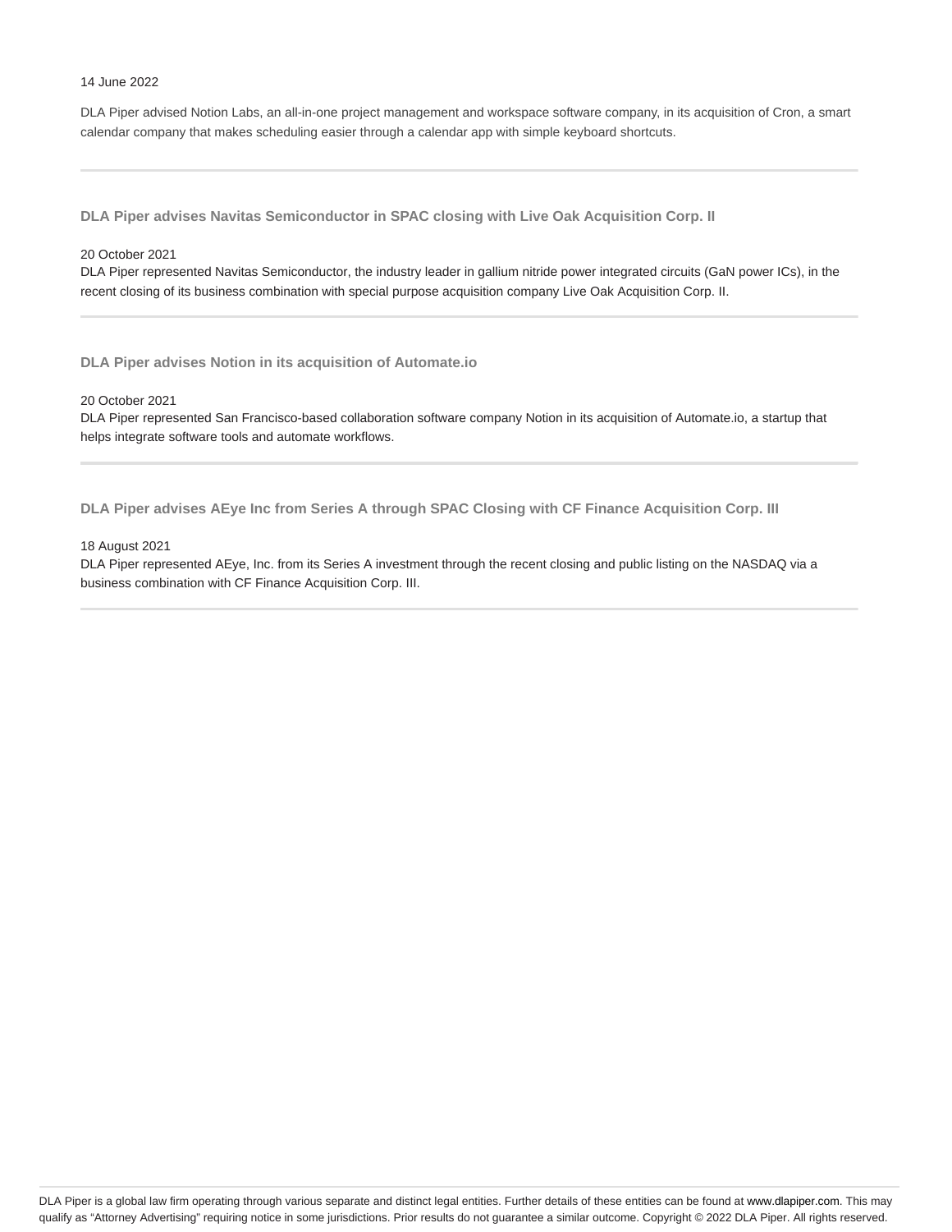14 June 2022

DLA Piper advised Notion Labs, an all-in-one project management and workspace software company, in its acquisition of Cron, a smart calendar company that makes scheduling easier through a calendar app with simple keyboard shortcuts.

---

### DLA Piper advises Navitas Semiconductor in SPAC closing with Live Oak Acquisition Corp. II

20 October 2021

DLA Piper represented Navitas Semiconductor, the industry leader in gallium nitride power integrated circuits (GaN power ICs), in the recent closing of its business combination with special purpose acquisition company Live Oak Acquisition Corp. II.

---

### DLA Piper advises Notion in its acquisition of Automate.io

20 October 2021

DLA Piper represented San Francisco-based collaboration software company Notion in its acquisition of Automate.io, a startup that helps integrate software tools and automate workflows.

---

### DLA Piper advises AEye Inc from Series A through SPAC Closing with CF Finance Acquisition Corp. III

18 August 2021

DLA Piper represented AEye, Inc. from its Series A investment through the recent closing and public listing on the NASDAQ via a business combination with CF Finance Acquisition Corp. III.

---

DLA Piper is a global law firm operating through various separate and distinct legal entities. Further details of these entities can be found at www.dlapiper.com. This may qualify as "Attorney Advertising" requiring notice in some jurisdictions. Prior results do not guarantee a similar outcome. Copyright © 2022 DLA Piper. All rights reserved.